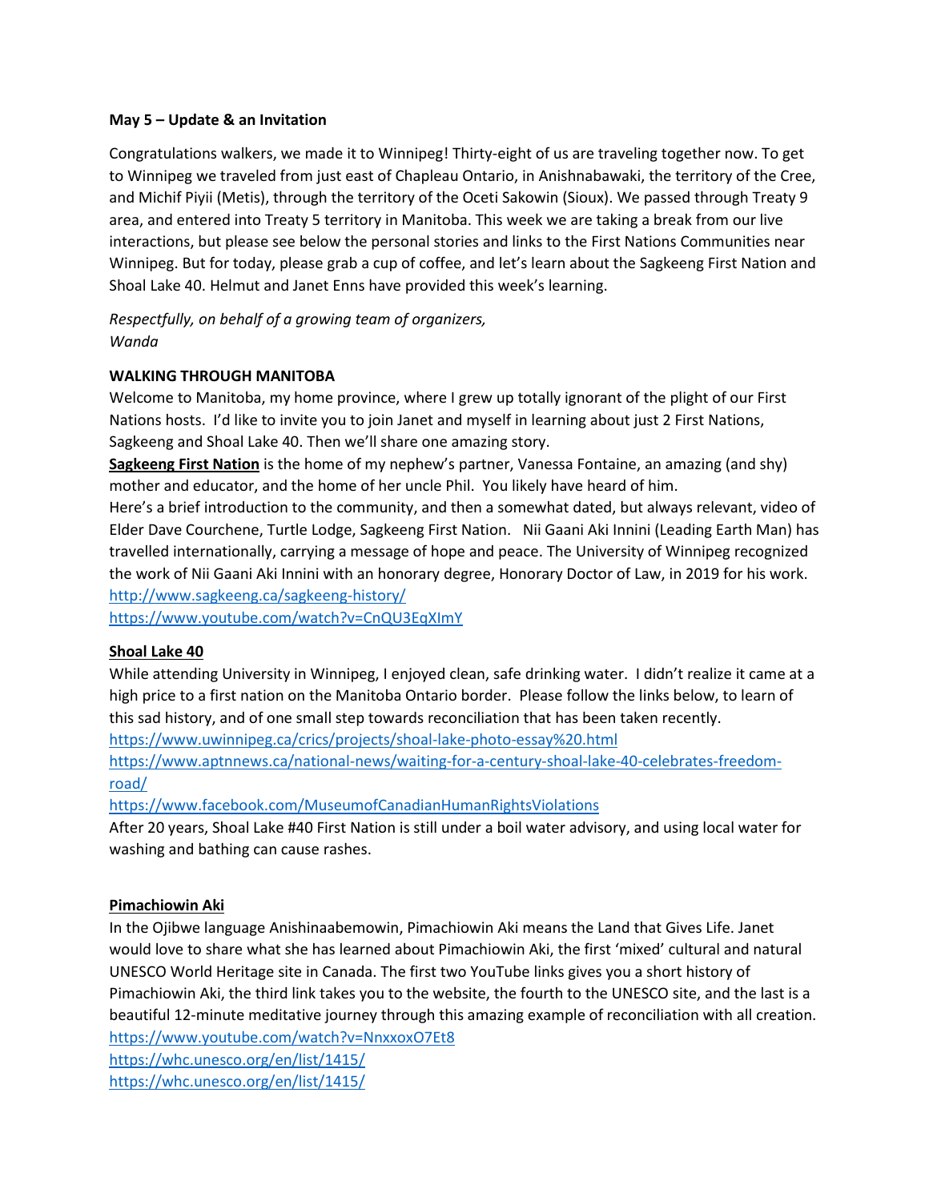**May 5 – Update & an Invitation**

Congratulations walkers, we made it to Winnipeg! Thirty-eight of us are traveling together now. To get to Winnipeg we traveled from just east of Chapleau Ontario, in Anishnabawaki, the territory of the Cree, and Michif Piyii (Metis), through the territory of the Oceti Sakowin (Sioux). We passed through Treaty 9 area, and entered into Treaty 5 territory in Manitoba. This week we are taking a break from our live interactions, but please see below the personal stories and links to the First Nations Communities near Winnipeg. But for today, please grab a cup of coffee, and let's learn about the Sagkeeng First Nation and Shoal Lake 40. Helmut and Janet Enns have provided this week's learning.

*Respectfully, on behalf of a growing team of organizers,*
*Wanda*

**WALKING THROUGH MANITOBA**

Welcome to Manitoba, my home province, where I grew up totally ignorant of the plight of our First Nations hosts. I'd like to invite you to join Janet and myself in learning about just 2 First Nations, Sagkeeng and Shoal Lake 40. Then we'll share one amazing story.

**Sagkeeng First Nation** is the home of my nephew's partner, Vanessa Fontaine, an amazing (and shy) mother and educator, and the home of her uncle Phil. You likely have heard of him.

Here's a brief introduction to the community, and then a somewhat dated, but always relevant, video of Elder Dave Courchene, Turtle Lodge, Sagkeeng First Nation. Nii Gaani Aki Innini (Leading Earth Man) has travelled internationally, carrying a message of hope and peace. The University of Winnipeg recognized the work of Nii Gaani Aki Innini with an honorary degree, Honorary Doctor of Law, in 2019 for his work.

http://www.sagkeeng.ca/sagkeeng-history/
https://www.youtube.com/watch?v=CnQU3EqXImY

**Shoal Lake 40**

While attending University in Winnipeg, I enjoyed clean, safe drinking water. I didn't realize it came at a high price to a first nation on the Manitoba Ontario border. Please follow the links below, to learn of this sad history, and of one small step towards reconciliation that has been taken recently.

https://www.uwinnipeg.ca/crics/projects/shoal-lake-photo-essay%20.html
https://www.aptnnews.ca/national-news/waiting-for-a-century-shoal-lake-40-celebrates-freedom-road/
https://www.facebook.com/MuseumofCanadianHumanRightsViolations

After 20 years, Shoal Lake #40 First Nation is still under a boil water advisory, and using local water for washing and bathing can cause rashes.

**Pimachiowin Aki**

In the Ojibwe language Anishinaabemowin, Pimachiowin Aki means the Land that Gives Life. Janet would love to share what she has learned about Pimachiowin Aki, the first 'mixed' cultural and natural UNESCO World Heritage site in Canada. The first two YouTube links gives you a short history of Pimachiowin Aki, the third link takes you to the website, the fourth to the UNESCO site, and the last is a beautiful 12-minute meditative journey through this amazing example of reconciliation with all creation.

https://www.youtube.com/watch?v=NnxxoxO7Et8
https://whc.unesco.org/en/list/1415/
https://whc.unesco.org/en/list/1415/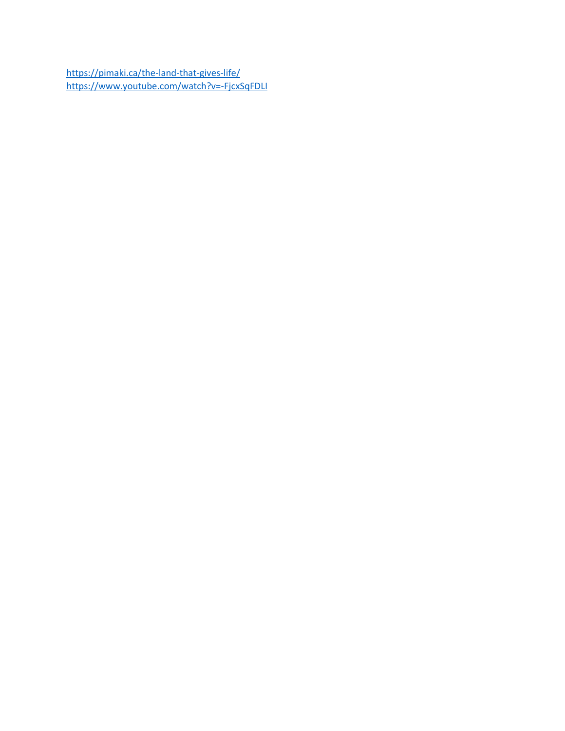https://pimaki.ca/the-land-that-gives-life/
https://www.youtube.com/watch?v=-FjcxSqFDLI